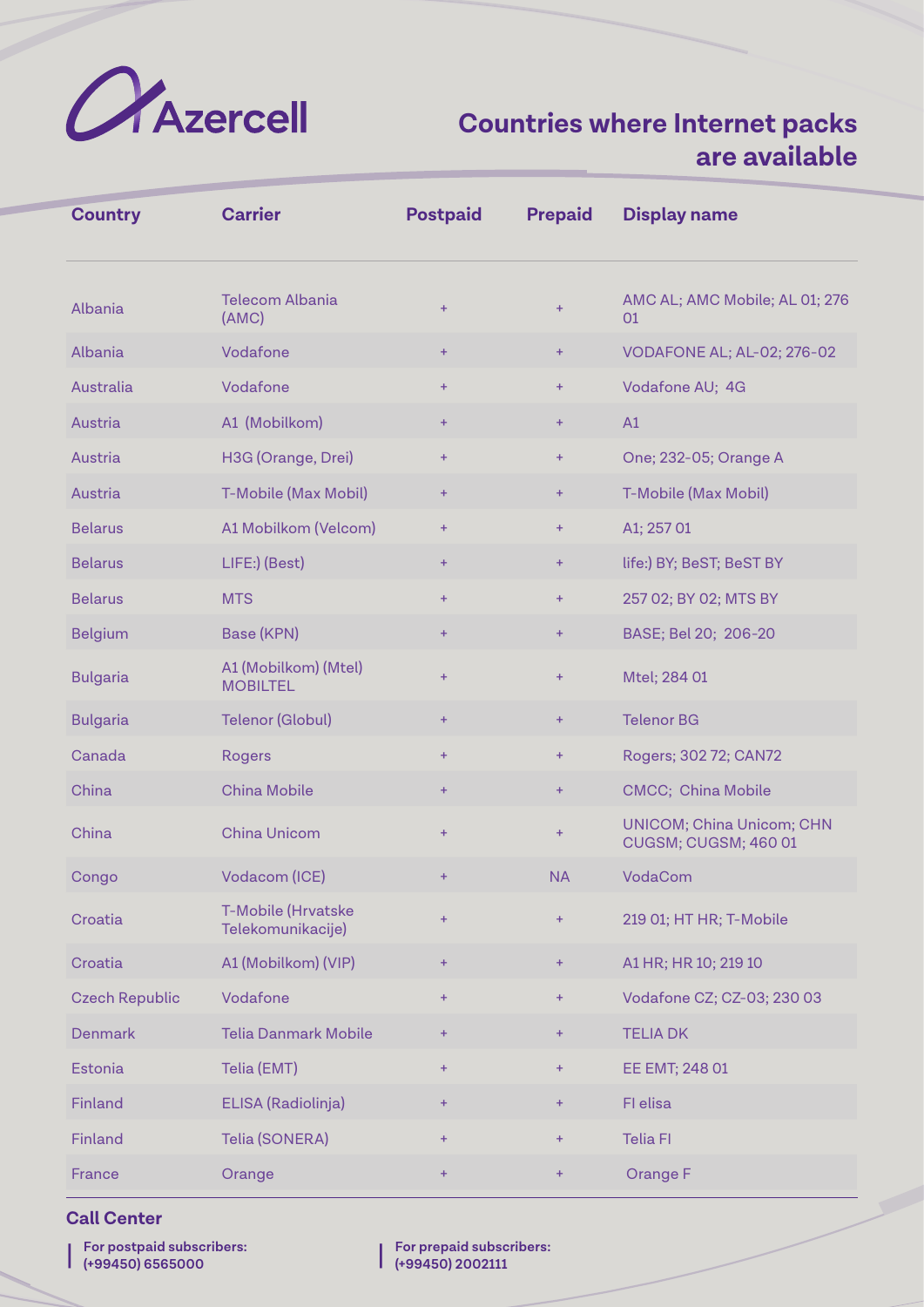Azercell

# Countries where Internet packs are available

| Country | Carrier | Postpaid | Prepaid | Display name |
|---|---|---|---|---|
| Albania | Telecom Albania (AMC) | + | + | AMC AL; AMC Mobile; AL 01; 276 01 |
| Albania | Vodafone | + | + | VODAFONE AL; AL-02; 276-02 |
| Australia | Vodafone | + | + | Vodafone AU; 4G |
| Austria | A1 (Mobilkom) | + | + | A1 |
| Austria | H3G (Orange, Drei) | + | + | One; 232-05; Orange A |
| Austria | T-Mobile (Max Mobil) | + | + | T-Mobile (Max Mobil) |
| Belarus | A1 Mobilkom (Velcom) | + | + | A1; 257 01 |
| Belarus | LIFE:) (Best) | + | + | life:) BY; BeST; BeST BY |
| Belarus | MTS | + | + | 257 02; BY 02; MTS BY |
| Belgium | Base (KPN) | + | + | BASE; Bel 20; 206-20 |
| Bulgaria | A1 (Mobilkom) (Mtel) MOBILTEL | + | + | Mtel; 284 01 |
| Bulgaria | Telenor (Globul) | + | + | Telenor BG |
| Canada | Rogers | + | + | Rogers; 302 72; CAN72 |
| China | China Mobile | + | + | CMCC; China Mobile |
| China | China Unicom | + | + | UNICOM; China Unicom; CHN CUGSM; CUGSM; 460 01 |
| Congo | Vodacom (ICE) | + | NA | VodaCom |
| Croatia | T-Mobile (Hrvatske Telekomunikacije) | + | + | 219 01; HT HR; T-Mobile |
| Croatia | A1 (Mobilkom) (VIP) | + | + | A1 HR; HR 10; 219 10 |
| Czech Republic | Vodafone | + | + | Vodafone CZ; CZ-03; 230 03 |
| Denmark | Telia Danmark Mobile | + | + | TELIA DK |
| Estonia | Telia (EMT) | + | + | EE EMT; 248 01 |
| Finland | ELISA (Radiolinja) | + | + | FI elisa |
| Finland | Telia (SONERA) | + | + | Telia FI |
| France | Orange | + | + | Orange F |

**Call Center**

**For postpaid subscribers:**
**(+99450) 6565000**

**For prepaid subscribers:**
**(+99450) 2002111**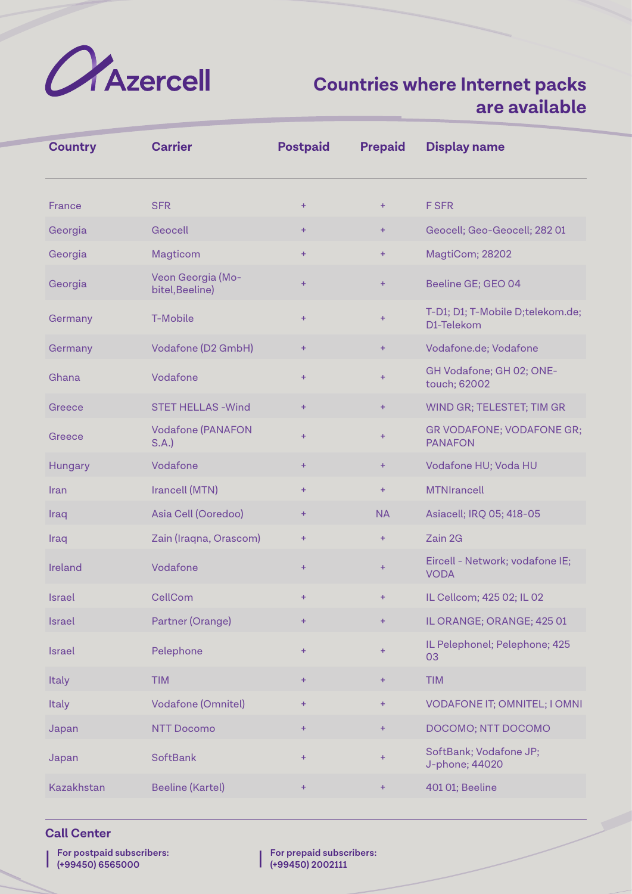Azercell

# Countries where Internet packs are available

| Country | Carrier | Postpaid | Prepaid | Display name |
|---|---|---|---|---|
| France | SFR | + | + | F SFR |
| Georgia | Geocell | + | + | Geocell; Geo-Geocell; 282 01 |
| Georgia | Magticom | + | + | MagtiCom; 28202 |
| Georgia | Veon Georgia (Mobitel,Beeline) | + | + | Beeline GE; GEO 04 |
| Germany | T-Mobile | + | + | T-D1; D1; T-Mobile D;telekom.de; D1-Telekom |
| Germany | Vodafone (D2 GmbH) | + | + | Vodafone.de; Vodafone |
| Ghana | Vodafone | + | + | GH Vodafone; GH 02; ONE-touch; 62002 |
| Greece | STET HELLAS -Wind | + | + | WIND GR; TELESTET; TIM GR |
| Greece | Vodafone (PANAFON S.A.) | + | + | GR VODAFONE; VODAFONE GR; PANAFON |
| Hungary | Vodafone | + | + | Vodafone HU; Voda HU |
| Iran | Irancell (MTN) | + | + | MTNIrancell |
| Iraq | Asia Cell (Ooredoo) | + | NA | Asiacell; IRQ 05; 418-05 |
| Iraq | Zain (Iraqna, Orascom) | + | + | Zain 2G |
| Ireland | Vodafone | + | + | Eircell - Network; vodafone IE; VODA |
| Israel | CellCom | + | + | IL Cellcom; 425 02; IL 02 |
| Israel | Partner (Orange) | + | + | IL ORANGE; ORANGE; 425 01 |
| Israel | Pelephone | + | + | IL Pelephonel; Pelephone; 425 03 |
| Italy | TIM | + | + | TIM |
| Italy | Vodafone (Omnitel) | + | + | VODAFONE IT; OMNITEL; I OMNI |
| Japan | NTT Docomo | + | + | DOCOMO; NTT DOCOMO |
| Japan | SoftBank | + | + | SoftBank; Vodafone JP; J-phone; 44020 |
| Kazakhstan | Beeline (Kartel) | + | + | 401 01; Beeline |

**Call Center**

**For postpaid subscribers:**
**(+99450) 6565000**

**For prepaid subscribers:**
**(+99450) 2002111**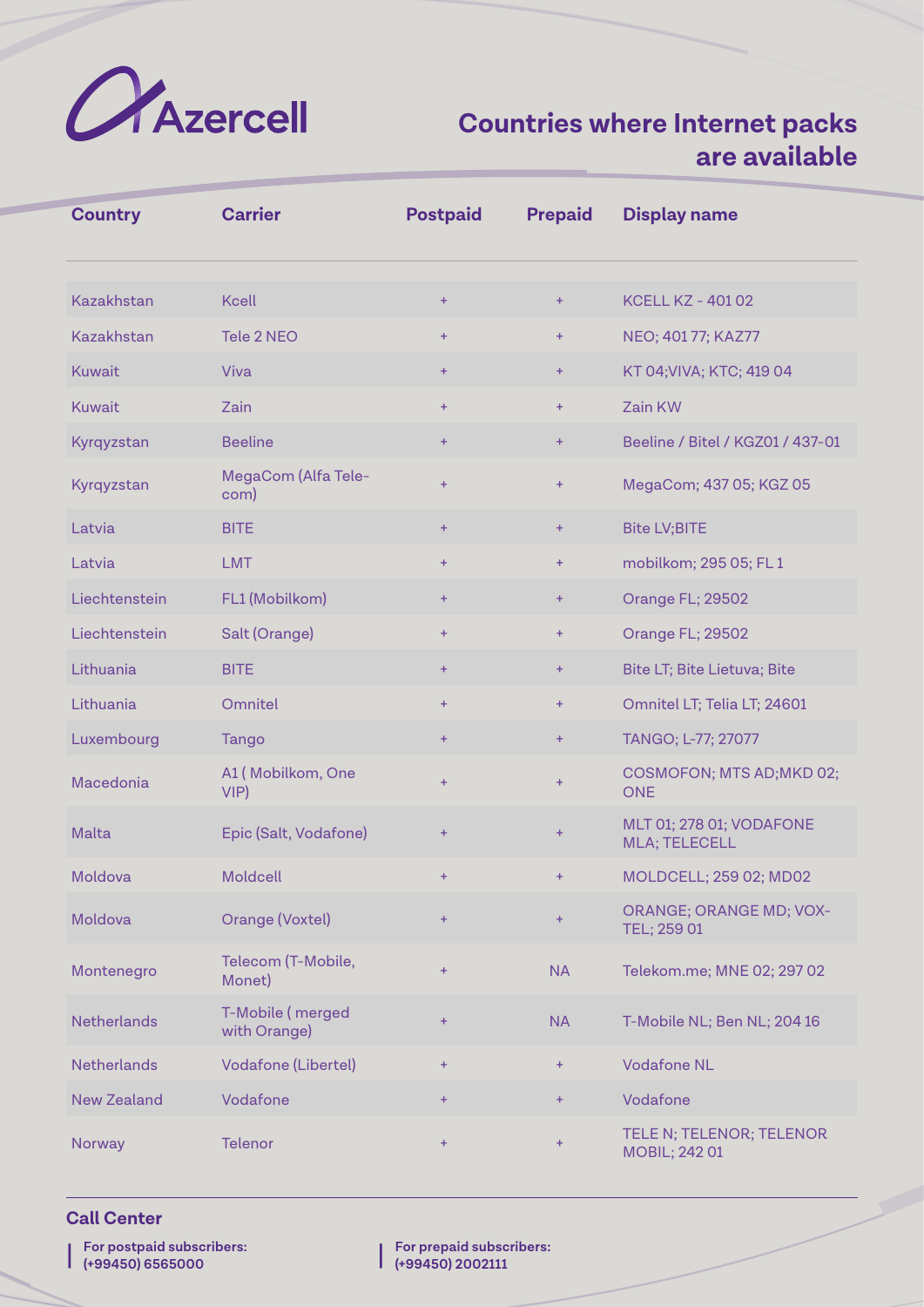Azercell

# Countries where Internet packs are available

| Country | Carrier | Postpaid | Prepaid | Display name |
|---|---|---|---|---|
| Kazakhstan | Kcell | + | + | KCELL KZ - 401 02 |
| Kazakhstan | Tele 2 NEO | + | + | NEO; 401 77; KAZ77 |
| Kuwait | Viva | + | + | KT 04;VIVA; KTC; 419 04 |
| Kuwait | Zain | + | + | Zain KW |
| Kyrqyzstan | Beeline | + | + | Beeline / Bitel / KGZ01 / 437-01 |
| Kyrqyzstan | MegaCom (Alfa Tele-com) | + | + | MegaCom; 437 05; KGZ 05 |
| Latvia | BITE | + | + | Bite LV;BITE |
| Latvia | LMT | + | + | mobilkom; 295 05; FL 1 |
| Liechtenstein | FL1 (Mobilkom) | + | + | Orange FL; 29502 |
| Liechtenstein | Salt (Orange) | + | + | Orange FL; 29502 |
| Lithuania | BITE | + | + | Bite LT; Bite Lietuva; Bite |
| Lithuania | Omnitel | + | + | Omnitel LT; Telia LT; 24601 |
| Luxembourg | Tango | + | + | TANGO; L-77; 27077 |
| Macedonia | A1 ( Mobilkom, One VIP) | + | + | COSMOFON; MTS AD;MKD 02; ONE |
| Malta | Epic (Salt, Vodafone) | + | + | MLT 01; 278 01; VODAFONE MLA; TELECELL |
| Moldova | Moldcell | + | + | MOLDCELL; 259 02; MD02 |
| Moldova | Orange (Voxtel) | + | + | ORANGE; ORANGE MD; VOX-TEL; 259 01 |
| Montenegro | Telecom (T-Mobile, Monet) | + | NA | Telekom.me; MNE 02; 297 02 |
| Netherlands | T-Mobile ( merged with Orange) | + | NA | T-Mobile NL; Ben NL; 204 16 |
| Netherlands | Vodafone (Libertel) | + | + | Vodafone NL |
| New Zealand | Vodafone | + | + | Vodafone |
| Norway | Telenor | + | + | TELE N; TELENOR; TELENOR MOBIL; 242 01 |

## Call Center

**For postpaid subscribers:**
**(+99450) 6565000**

**For prepaid subscribers:**
**(+99450) 2002111**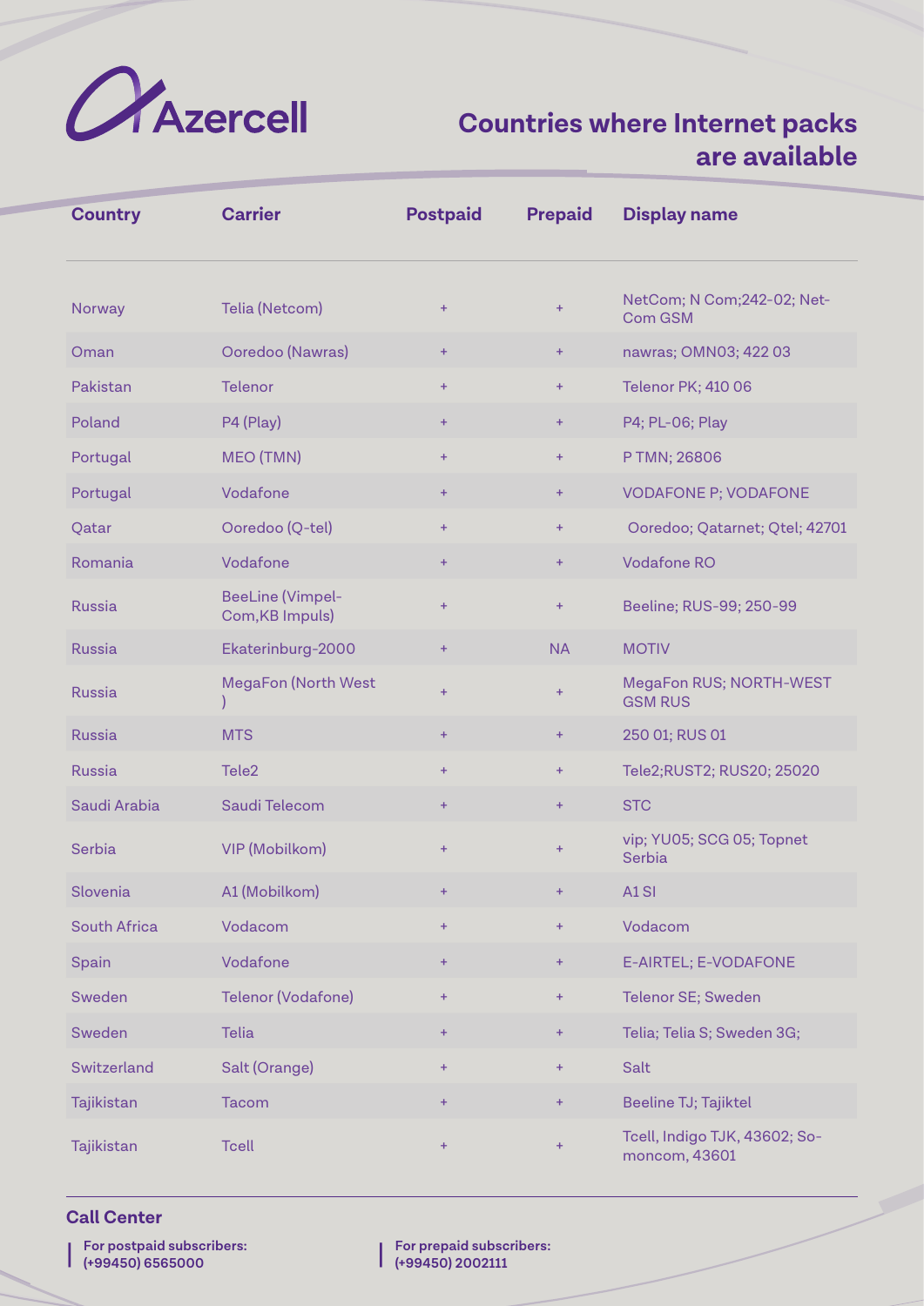Azercell

# Countries where Internet packs are available

| Country | Carrier | Postpaid | Prepaid | Display name |
|---|---|---|---|---|
| Norway | Telia (Netcom) | + | + | NetCom; N Com;242-02; Net-Com GSM |
| Oman | Ooredoo (Nawras) | + | + | nawras; OMN03; 422 03 |
| Pakistan | Telenor | + | + | Telenor PK; 410 06 |
| Poland | P4 (Play) | + | + | P4; PL-06; Play |
| Portugal | MEO (TMN) | + | + | P TMN; 26806 |
| Portugal | Vodafone | + | + | VODAFONE P; VODAFONE |
| Qatar | Ooredoo (Q-tel) | + | + | Ooredoo; Qatarnet; Qtel; 42701 |
| Romania | Vodafone | + | + | Vodafone RO |
| Russia | BeeLine (Vimpel-Com,KB Impuls) | + | + | Beeline; RUS-99; 250-99 |
| Russia | Ekaterinburg-2000 | + | NA | MOTIV |
| Russia | MegaFon (North West ) | + | + | MegaFon RUS; NORTH-WEST GSM RUS |
| Russia | MTS | + | + | 250 01; RUS 01 |
| Russia | Tele2 | + | + | Tele2;RUST2; RUS20; 25020 |
| Saudi Arabia | Saudi Telecom | + | + | STC |
| Serbia | VIP (Mobilkom) | + | + | vip; YU05; SCG 05; Topnet Serbia |
| Slovenia | A1 (Mobilkom) | + | + | A1 SI |
| South Africa | Vodacom | + | + | Vodacom |
| Spain | Vodafone | + | + | E-AIRTEL; E-VODAFONE |
| Sweden | Telenor (Vodafone) | + | + | Telenor SE; Sweden |
| Sweden | Telia | + | + | Telia; Telia S; Sweden 3G; |
| Switzerland | Salt (Orange) | + | + | Salt |
| Tajikistan | Tacom | + | + | Beeline TJ; Tajiktel |
| Tajikistan | Tcell | + | + | Tcell, Indigo TJK, 43602; So-moncom, 43601 |

## Call Center

**For postpaid subscribers:**
**(+99450) 6565000**

**For prepaid subscribers:**
**(+99450) 2002111**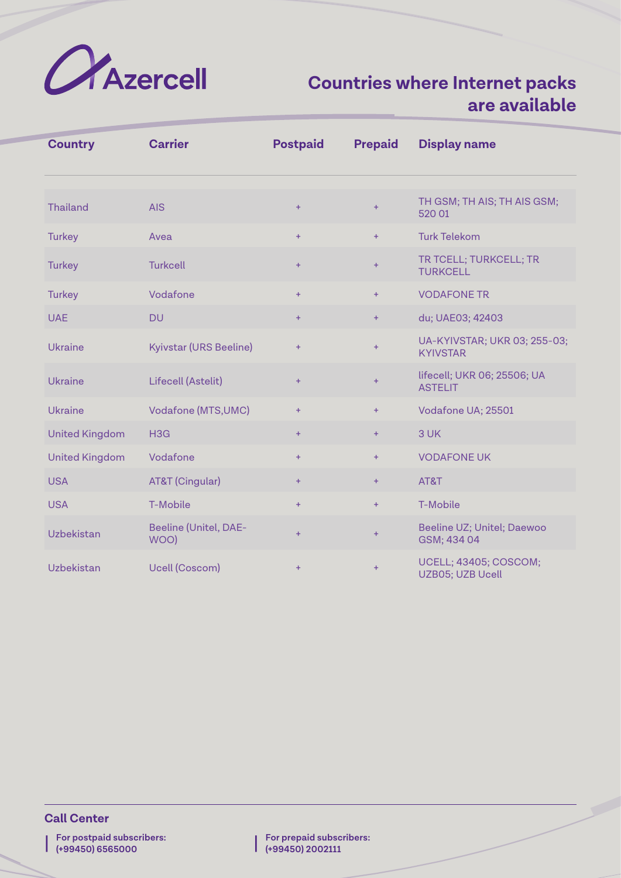Azercell

# Countries where Internet packs are available

| Country | Carrier | Postpaid | Prepaid | Display name |
|---|---|---|---|---|
| Thailand | AIS | + | + | TH GSM; TH AIS; TH AIS GSM; 520 01 |
| Turkey | Avea | + | + | Turk Telekom |
| Turkey | Turkcell | + | + | TR TCELL; TURKCELL; TR TURKCELL |
| Turkey | Vodafone | + | + | VODAFONE TR |
| UAE | DU | + | + | du; UAE03; 42403 |
| Ukraine | Kyivstar (URS Beeline) | + | + | UA-KYIVSTAR; UKR 03; 255-03; KYIVSTAR |
| Ukraine | Lifecell (Astelit) | + | + | lifecell; UKR 06; 25506; UA ASTELIT |
| Ukraine | Vodafone (MTS,UMC) | + | + | Vodafone UA; 25501 |
| United Kingdom | H3G | + | + | 3 UK |
| United Kingdom | Vodafone | + | + | VODAFONE UK |
| USA | AT&T (Cingular) | + | + | AT&T |
| USA | T-Mobile | + | + | T-Mobile |
| Uzbekistan | Beeline (Unitel, DAE-WOO) | + | + | Beeline UZ; Unitel; Daewoo GSM; 434 04 |
| Uzbekistan | Ucell (Coscom) | + | + | UCELL; 43405; COSCOM; UZB05; UZB Ucell |

## Call Center

**For postpaid subscribers:**
**(+99450) 6565000**

**For prepaid subscribers:**
**(+99450) 2002111**